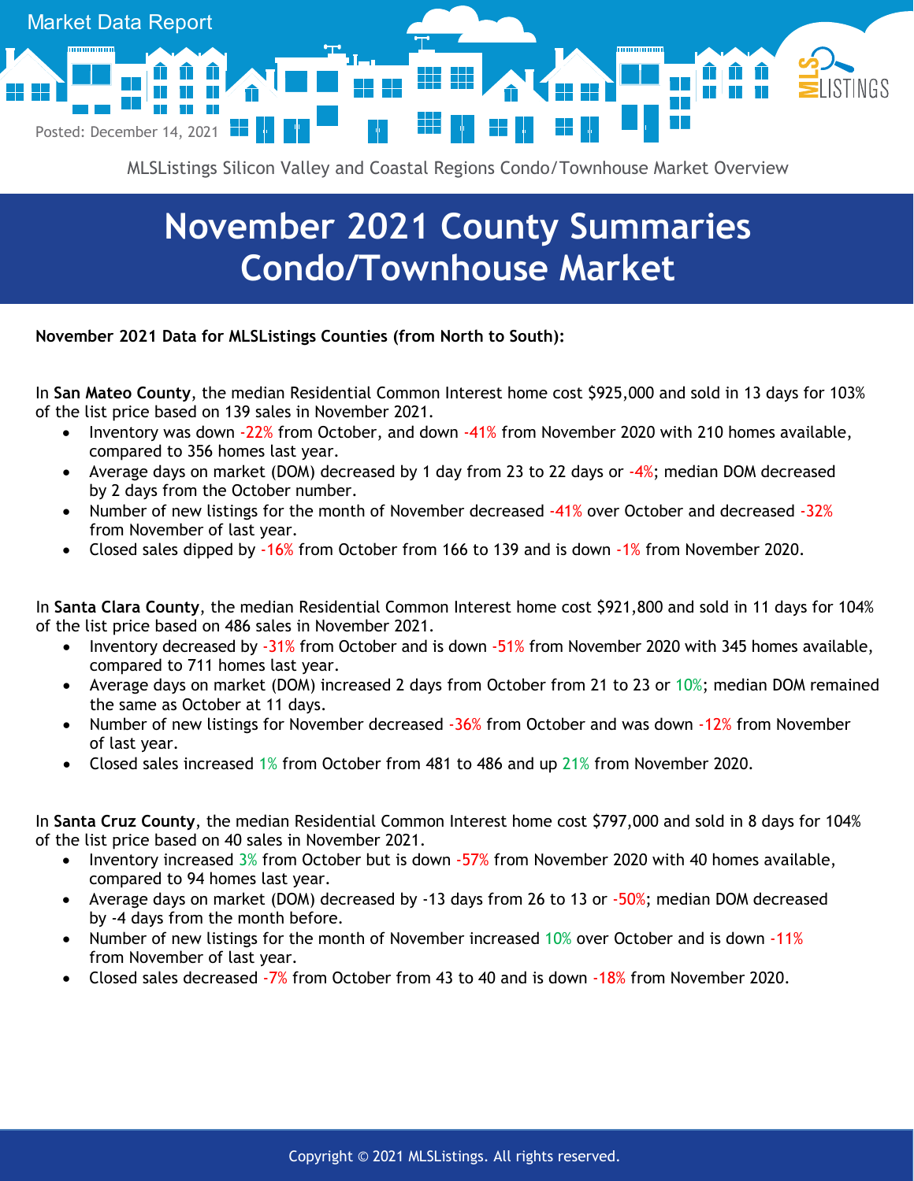Market Data Report

Posted: December 14, 2021

MLSListings Silicon Valley and Coastal Regions Condo/Townhouse Market Overview

# November 2021 County Summaries Condo/Townhouse Market

**November 2021 Data for MLSListings Counties (from North to South):**

In **San Mateo County**, the median Residential Common Interest home cost $925,000 and sold in 13 days for 103% of the list price based on 139 sales in November 2021.

- Inventory was down -22% from October, and down -41% from November 2020 with 210 homes available, compared to 356 homes last year.
- Average days on market (DOM) decreased by 1 day from 23 to 22 days or -4%; median DOM decreased by 2 days from the October number.
- Number of new listings for the month of November decreased -41% over October and decreased -32% from November of last year.
- Closed sales dipped by -16% from October from 166 to 139 and is down -1% from November 2020.

In **Santa Clara County**, the median Residential Common Interest home cost $921,800 and sold in 11 days for 104% of the list price based on 486 sales in November 2021.

- Inventory decreased by -31% from October and is down -51% from November 2020 with 345 homes available, compared to 711 homes last year.
- Average days on market (DOM) increased 2 days from October from 21 to 23 or 10%; median DOM remained the same as October at 11 days.
- Number of new listings for November decreased -36% from October and was down -12% from November of last year.
- Closed sales increased 1% from October from 481 to 486 and up 21% from November 2020.

In **Santa Cruz County**, the median Residential Common Interest home cost $797,000 and sold in 8 days for 104% of the list price based on 40 sales in November 2021.

- Inventory increased 3% from October but is down -57% from November 2020 with 40 homes available, compared to 94 homes last year.
- Average days on market (DOM) decreased by -13 days from 26 to 13 or -50%; median DOM decreased by -4 days from the month before.
- Number of new listings for the month of November increased 10% over October and is down -11% from November of last year.
- Closed sales decreased -7% from October from 43 to 40 and is down -18% from November 2020.

Copyright © 2021 MLSListings. All rights reserved.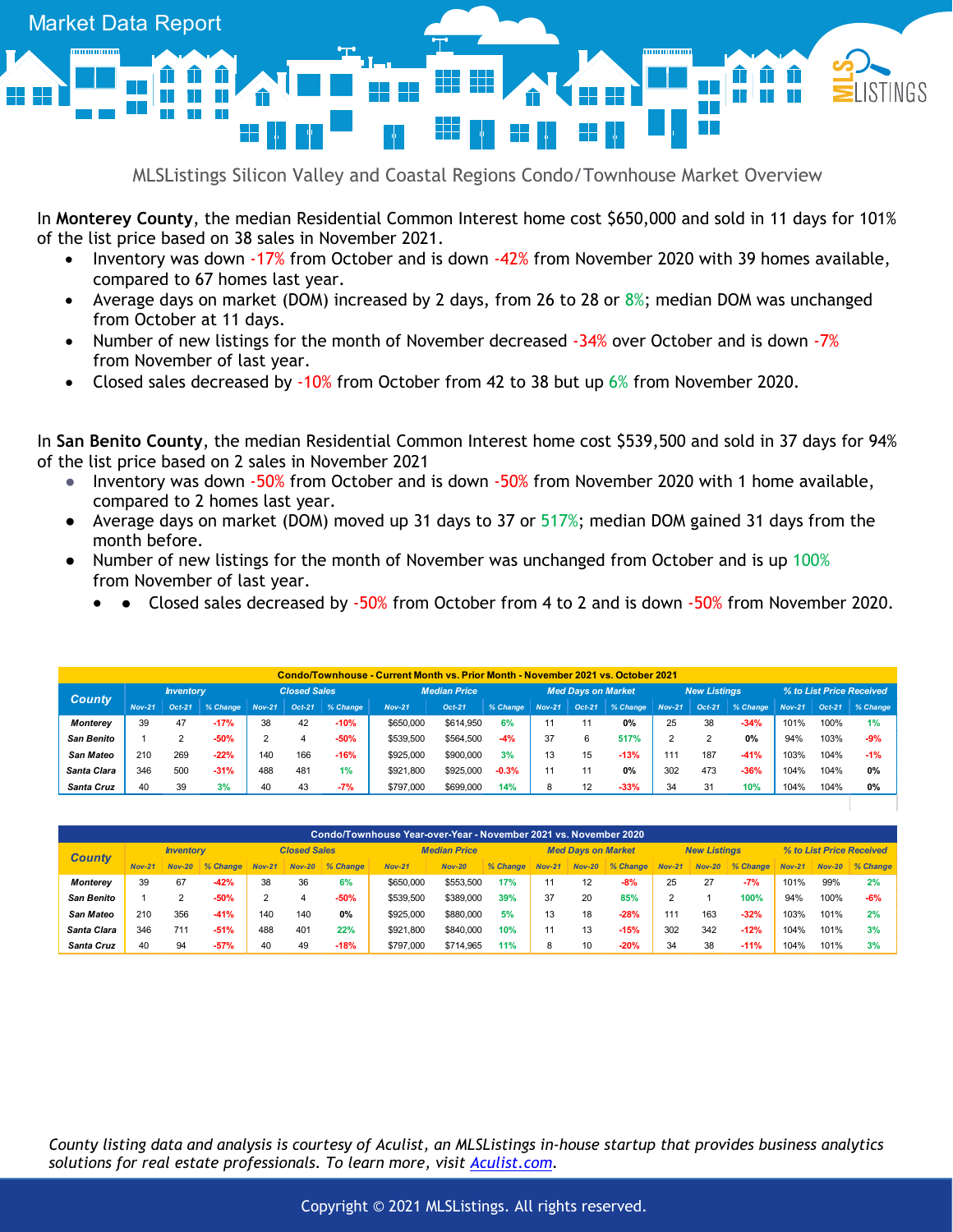Market Data Report

MLSListings Silicon Valley and Coastal Regions Condo/Townhouse Market Overview

In **Monterey County**, the median Residential Common Interest home cost $650,000 and sold in 11 days for 101% of the list price based on 38 sales in November 2021.

- Inventory was down -17% from October and is down -42% from November 2020 with 39 homes available, compared to 67 homes last year.
- Average days on market (DOM) increased by 2 days, from 26 to 28 or 8%; median DOM was unchanged from October at 11 days.
- Number of new listings for the month of November decreased -34% over October and is down -7% from November of last year.
- Closed sales decreased by -10% from October from 42 to 38 but up 6% from November 2020.

In **San Benito County**, the median Residential Common Interest home cost $539,500 and sold in 37 days for 94% of the list price based on 2 sales in November 2021

- Inventory was down -50% from October and is down -50% from November 2020 with 1 home available, compared to 2 homes last year.
- Average days on market (DOM) moved up 31 days to 37 or 517%; median DOM gained 31 days from the month before.
- Number of new listings for the month of November was unchanged from October and is up 100% from November of last year.
  - Closed sales decreased by -50% from October from 4 to 2 and is down -50% from November 2020.

**Condo/Townhouse - Current Month vs. Prior Month - November 2021 vs. October 2021**

| County | Inventory | | | Closed Sales | | | Median Price | | | Med Days on Market | | | New Listings | | | % to List Price Received | | |
|---|---|---|---|---|---|---|---|---|---|---|---|---|---|---|---|---|---|---|
| | Nov-21 | Oct-21 | % Change | Nov-21 | Oct-21 | % Change | Nov-21 | Oct-21 | % Change | Nov-21 | Oct-21 | % Change | Nov-21 | Oct-21 | % Change | Nov-21 | Oct-21 | % Change |
| Monterey | 39 | 47 | -17% | 38 | 42 | -10% | $650,000 | $614,950 | 6% | 11 | 11 | 0% | 25 | 38 | -34% | 101% | 100% | 1% |
| San Benito | 1 | 2 | -50% | 2 | 4 | -50% | $539,500 | $564,500 | -4% | 37 | 6 | 517% | 2 | 2 | 0% | 94% | 103% | -9% |
| San Mateo | 210 | 269 | -22% | 140 | 166 | -16% | $925,000 | $900,000 | 3% | 13 | 15 | -13% | 111 | 187 | -41% | 103% | 104% | -1% |
| Santa Clara | 346 | 500 | -31% | 488 | 481 | 1% | $921,800 | $925,000 | -0.3% | 11 | 11 | 0% | 302 | 473 | -36% | 104% | 104% | 0% |
| Santa Cruz | 40 | 39 | 3% | 40 | 43 | -7% | $797,000 | $699,000 | 14% | 8 | 12 | -33% | 34 | 31 | 10% | 104% | 104% | 0% |

**Condo/Townhouse Year-over-Year - November 2021 vs. November 2020**

| County | Inventory | | | Closed Sales | | | Median Price | | | Med Days on Market | | | New Listings | | | % to List Price Received | | |
|---|---|---|---|---|---|---|---|---|---|---|---|---|---|---|---|---|---|---|
| | Nov-21 | Nov-20 | % Change | Nov-21 | Nov-20 | % Change | Nov-21 | Nov-20 | % Change | Nov-21 | Nov-20 | % Change | Nov-21 | Nov-20 | % Change | Nov-21 | Nov-20 | % Change |
| Monterey | 39 | 67 | -42% | 38 | 36 | 6% | $650,000 | $553,500 | 17% | 11 | 12 | -8% | 25 | 27 | -7% | 101% | 99% | 2% |
| San Benito | 1 | 2 | -50% | 2 | 4 | -50% | $539,500 | $389,000 | 39% | 37 | 20 | 85% | 2 | 1 | 100% | 94% | 100% | -6% |
| San Mateo | 210 | 356 | -41% | 140 | 140 | 0% | $925,000 | $880,000 | 5% | 13 | 18 | -28% | 111 | 163 | -32% | 103% | 101% | 2% |
| Santa Clara | 346 | 711 | -51% | 488 | 401 | 22% | $921,800 | $840,000 | 10% | 11 | 13 | -15% | 302 | 342 | -12% | 104% | 101% | 3% |
| Santa Cruz | 40 | 94 | -57% | 40 | 49 | -18% | $797,000 | $714,965 | 11% | 8 | 10 | -20% | 34 | 38 | -11% | 104% | 101% | 3% |

*County listing data and analysis is courtesy of Aculist, an MLSListings in-house startup that provides business analytics solutions for real estate professionals. To learn more, visit [Aculist.com](Aculist.com).*

Copyright © 2021 MLSListings. All rights reserved.